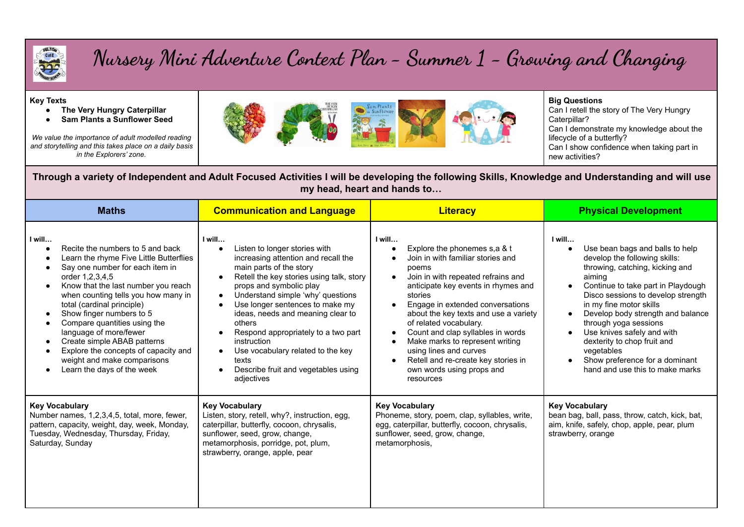# Nursery Mini Adventure Context Plan – Summer 1 – Growing and Changing

**Key Texts**

- **The Very Hungry Caterpillar**
- **Sam Plants a Sunflower Seed**

*We value the importance of adult modelled reading and storytelling and this takes place on a daily basis in the Explorers' zone.*

**Big Questions**

Can I retell the story of The Very Hungry Caterpillar?
Can I demonstrate my knowledge about the lifecycle of a butterfly?
Can I show confidence when taking part in new activities?

**Through a variety of Independent and Adult Focused Activities I will be developing the following Skills, Knowledge and Understanding and will use my head, heart and hands to…**

| Maths | Communication and Language | Literacy | Physical Development |
|---|---|---|---|
| **I will…**<br>• Recite the numbers to 5 and back<br>• Learn the rhyme Five Little Butterflies<br>• Say one number for each item in order 1,2,3,4,5<br>• Know that the last number you reach when counting tells you how many in total (cardinal principle)<br>• Show finger numbers to 5<br>• Compare quantities using the language of more/fewer<br>• Create simple ABAB patterns<br>• Explore the concepts of capacity and weight and make comparisons<br>• Learn the days of the week | **I will…**<br>• Listen to longer stories with increasing attention and recall the main parts of the story<br>• Retell the key stories using talk, story props and symbolic play<br>• Understand simple 'why' questions<br>• Use longer sentences to make my ideas, needs and meaning clear to others<br>• Respond appropriately to a two part instruction<br>• Use vocabulary related to the key texts<br>• Describe fruit and vegetables using adjectives | **I will…**<br>• Explore the phonemes s,a & t<br>• Join in with familiar stories and poems<br>• Join in with repeated refrains and anticipate key events in rhymes and stories<br>• Engage in extended conversations about the key texts and use a variety of related vocabulary.<br>• Count and clap syllables in words<br>• Make marks to represent writing using lines and curves<br>• Retell and re-create key stories in own words using props and resources | **I will…**<br>• Use bean bags and balls to help develop the following skills: throwing, catching, kicking and aiming<br>• Continue to take part in Playdough Disco sessions to develop strength in my fine motor skills<br>• Develop body strength and balance through yoga sessions<br>• Use knives safely and with dexterity to chop fruit and vegetables<br>• Show preference for a dominant hand and use this to make marks |
| **Key Vocabulary**<br>Number names, 1,2,3,4,5, total, more, fewer, pattern, capacity, weight, day, week, Monday, Tuesday, Wednesday, Thursday, Friday, Saturday, Sunday | **Key Vocabulary**<br>Listen, story, retell, why?, instruction, egg, caterpillar, butterfly, cocoon, chrysalis, sunflower, seed, grow, change, metamorphosis, porridge, pot, plum, strawberry, orange, apple, pear | **Key Vocabulary**<br>Phoneme, story, poem, clap, syllables, write, egg, caterpillar, butterfly, cocoon, chrysalis, sunflower, seed, grow, change, metamorphosis, | **Key Vocabulary**<br>bean bag, ball, pass, throw, catch, kick, bat, aim, knife, safely, chop, apple, pear, plum strawberry, orange |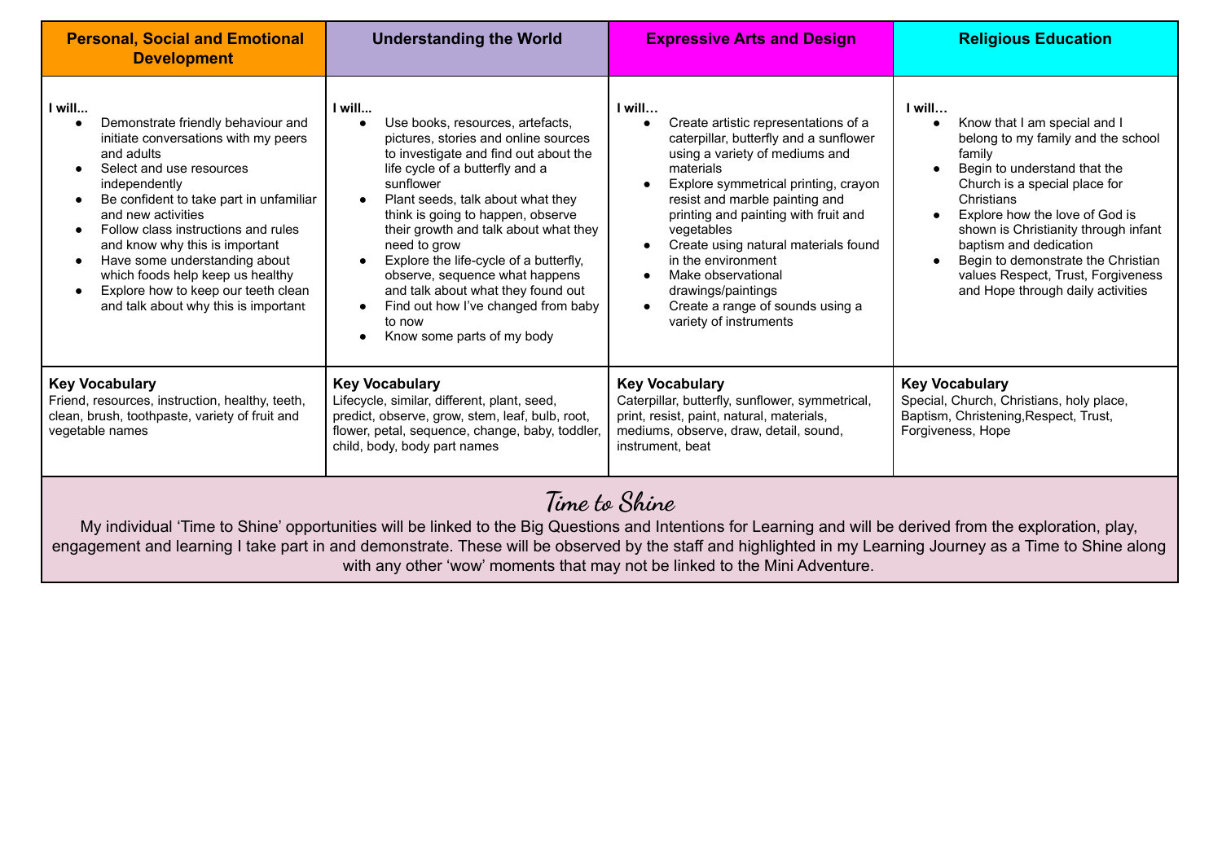| Personal, Social and Emotional Development | Understanding the World | Expressive Arts and Design | Religious Education |
|---|---|---|---|
| **I will...**<br>• Demonstrate friendly behaviour and initiate conversations with my peers and adults<br>• Select and use resources independently<br>• Be confident to take part in unfamiliar and new activities<br>• Follow class instructions and rules and know why this is important<br>• Have some understanding about which foods help keep us healthy<br>• Explore how to keep our teeth clean and talk about why this is important | **I will...**<br>• Use books, resources, artefacts, pictures, stories and online sources to investigate and find out about the life cycle of a butterfly and a sunflower<br>• Plant seeds, talk about what they think is going to happen, observe their growth and talk about what they need to grow<br>• Explore the life-cycle of a butterfly, observe, sequence what happens and talk about what they found out<br>• Find out how I've changed from baby to now<br>• Know some parts of my body | **I will…**<br>• Create artistic representations of a caterpillar, butterfly and a sunflower using a variety of mediums and materials<br>• Explore symmetrical printing, crayon resist and marble painting and printing and painting with fruit and vegetables<br>• Create using natural materials found in the environment<br>• Make observational drawings/paintings<br>• Create a range of sounds using a variety of instruments | **I will…**<br>• Know that I am special and I belong to my family and the school family<br>• Begin to understand that the Church is a special place for Christians<br>• Explore how the love of God is shown is Christianity through infant baptism and dedication<br>• Begin to demonstrate the Christian values Respect, Trust, Forgiveness and Hope through daily activities |
| **Key Vocabulary**<br>Friend, resources, instruction, healthy, teeth, clean, brush, toothpaste, variety of fruit and vegetable names | **Key Vocabulary**<br>Lifecycle, similar, different, plant, seed, predict, observe, grow, stem, leaf, bulb, root, flower, petal, sequence, change, baby, toddler, child, body, body part names | **Key Vocabulary**<br>Caterpillar, butterfly, sunflower, symmetrical, print, resist, paint, natural, materials, mediums, observe, draw, detail, sound, instrument, beat | **Key Vocabulary**<br>Special, Church, Christians, holy place, Baptism, Christening,Respect, Trust, Forgiveness, Hope |

## Time to Shine

My individual 'Time to Shine' opportunities will be linked to the Big Questions and Intentions for Learning and will be derived from the exploration, play, engagement and learning I take part in and demonstrate. These will be observed by the staff and highlighted in my Learning Journey as a Time to Shine along with any other 'wow' moments that may not be linked to the Mini Adventure.